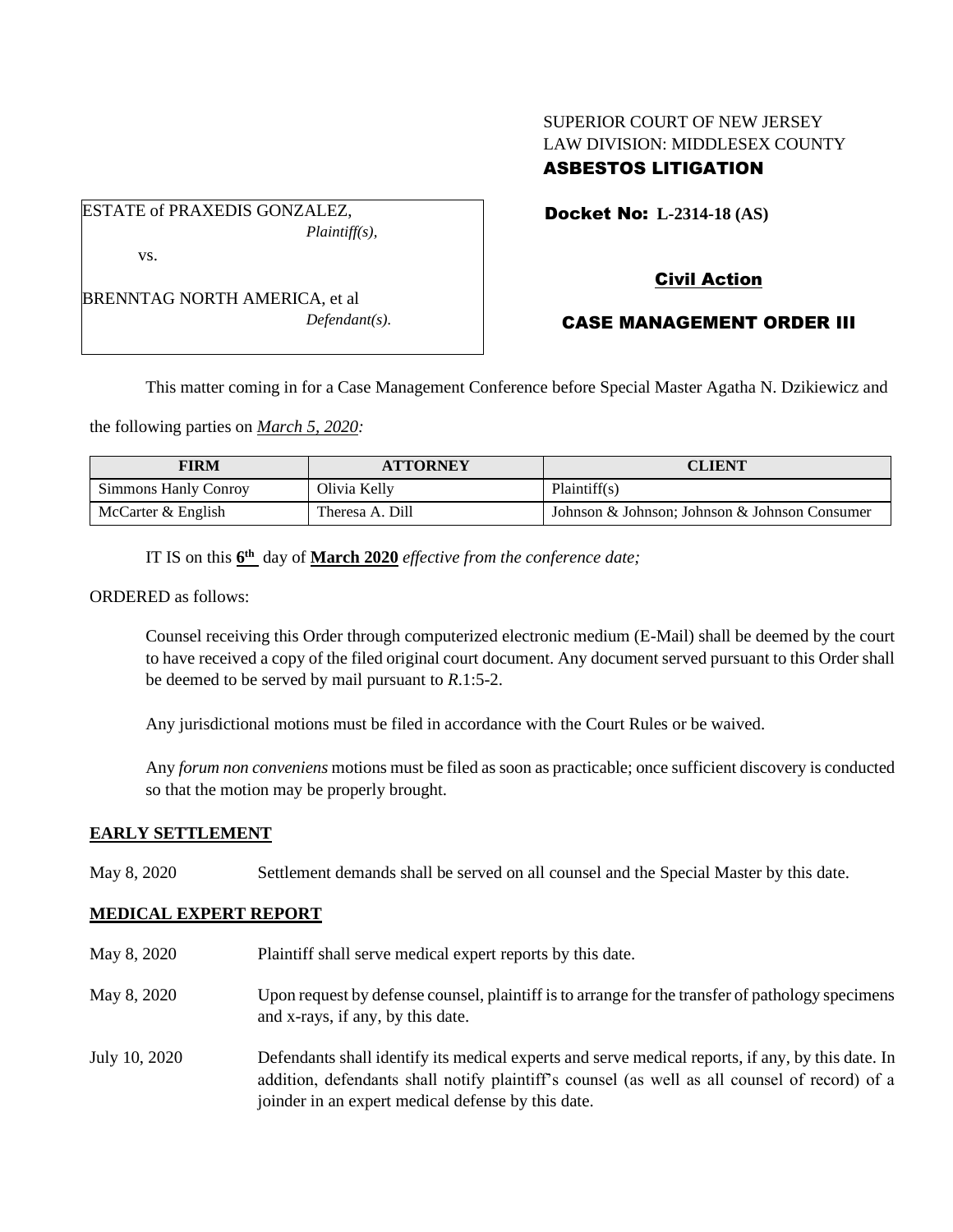SUPERIOR COURT OF NEW JERSEY
LAW DIVISION: MIDDLESEX COUNTY
**ASBESTOS LITIGATION**

ESTATE of PRAXEDIS GONZALEZ,
*Plaintiff(s),*

vs.

BRENNTAG NORTH AMERICA, et al
*Defendant(s).*

**Docket No: L-2314-18 (AS)**

**Civil Action**

**CASE MANAGEMENT ORDER III**

This matter coming in for a Case Management Conference before Special Master Agatha N. Dzikiewicz and the following parties on *March 5, 2020:*

| FIRM | ATTORNEY | CLIENT |
| --- | --- | --- |
| Simmons Hanly Conroy | Olivia Kelly | Plaintiff(s) |
| McCarter & English | Theresa A. Dill | Johnson & Johnson; Johnson & Johnson Consumer |

IT IS on this **6th** day of **March 2020** *effective from the conference date;*

ORDERED as follows:

Counsel receiving this Order through computerized electronic medium (E-Mail) shall be deemed by the court to have received a copy of the filed original court document. Any document served pursuant to this Order shall be deemed to be served by mail pursuant to *R*.1:5-2.

Any jurisdictional motions must be filed in accordance with the Court Rules or be waived.

Any *forum non conveniens* motions must be filed as soon as practicable; once sufficient discovery is conducted so that the motion may be properly brought.

**EARLY SETTLEMENT**

May 8, 2020 — Settlement demands shall be served on all counsel and the Special Master by this date.

**MEDICAL EXPERT REPORT**

May 8, 2020 — Plaintiff shall serve medical expert reports by this date.

May 8, 2020 — Upon request by defense counsel, plaintiff is to arrange for the transfer of pathology specimens and x-rays, if any, by this date.

July 10, 2020 — Defendants shall identify its medical experts and serve medical reports, if any, by this date. In addition, defendants shall notify plaintiff's counsel (as well as all counsel of record) of a joinder in an expert medical defense by this date.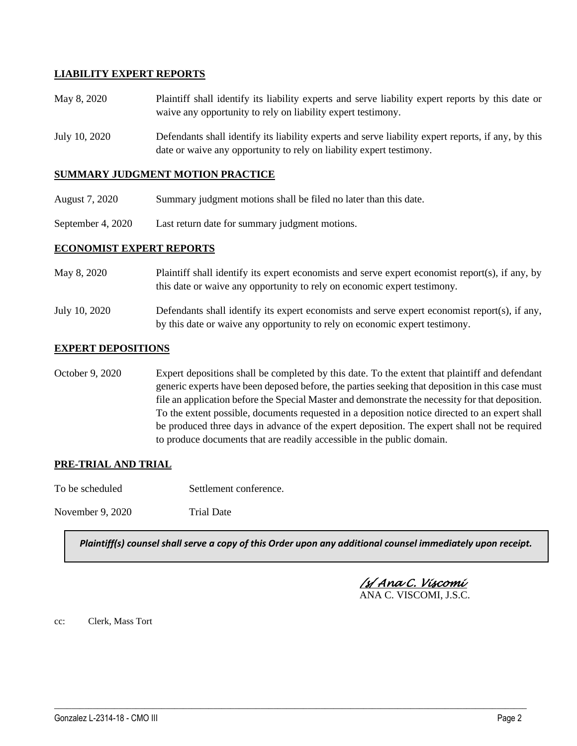**LIABILITY EXPERT REPORTS**

| | |
|---|---|
| May 8, 2020 | Plaintiff shall identify its liability experts and serve liability expert reports by this date or waive any opportunity to rely on liability expert testimony. |
| July 10, 2020 | Defendants shall identify its liability experts and serve liability expert reports, if any, by this date or waive any opportunity to rely on liability expert testimony. |

**SUMMARY JUDGMENT MOTION PRACTICE**

| | |
|---|---|
| August 7, 2020 | Summary judgment motions shall be filed no later than this date. |
| September 4, 2020 | Last return date for summary judgment motions. |

**ECONOMIST EXPERT REPORTS**

| | |
|---|---|
| May 8, 2020 | Plaintiff shall identify its expert economists and serve expert economist report(s), if any, by this date or waive any opportunity to rely on economic expert testimony. |
| July 10, 2020 | Defendants shall identify its expert economists and serve expert economist report(s), if any, by this date or waive any opportunity to rely on economic expert testimony. |

**EXPERT DEPOSITIONS**

| | |
|---|---|
| October 9, 2020 | Expert depositions shall be completed by this date. To the extent that plaintiff and defendant generic experts have been deposed before, the parties seeking that deposition in this case must file an application before the Special Master and demonstrate the necessity for that deposition. To the extent possible, documents requested in a deposition notice directed to an expert shall be produced three days in advance of the expert deposition. The expert shall not be required to produce documents that are readily accessible in the public domain. |

**PRE-TRIAL AND TRIAL**

| | |
|---|---|
| To be scheduled | Settlement conference. |
| November 9, 2020 | Trial Date |

***Plaintiff(s) counsel shall serve a copy of this Order upon any additional counsel immediately upon receipt.***

/s/ Ana C. Viscomi
ANA C. VISCOMI, J.S.C.

cc: Clerk, Mass Tort

Gonzalez L-2314-18 - CMO III